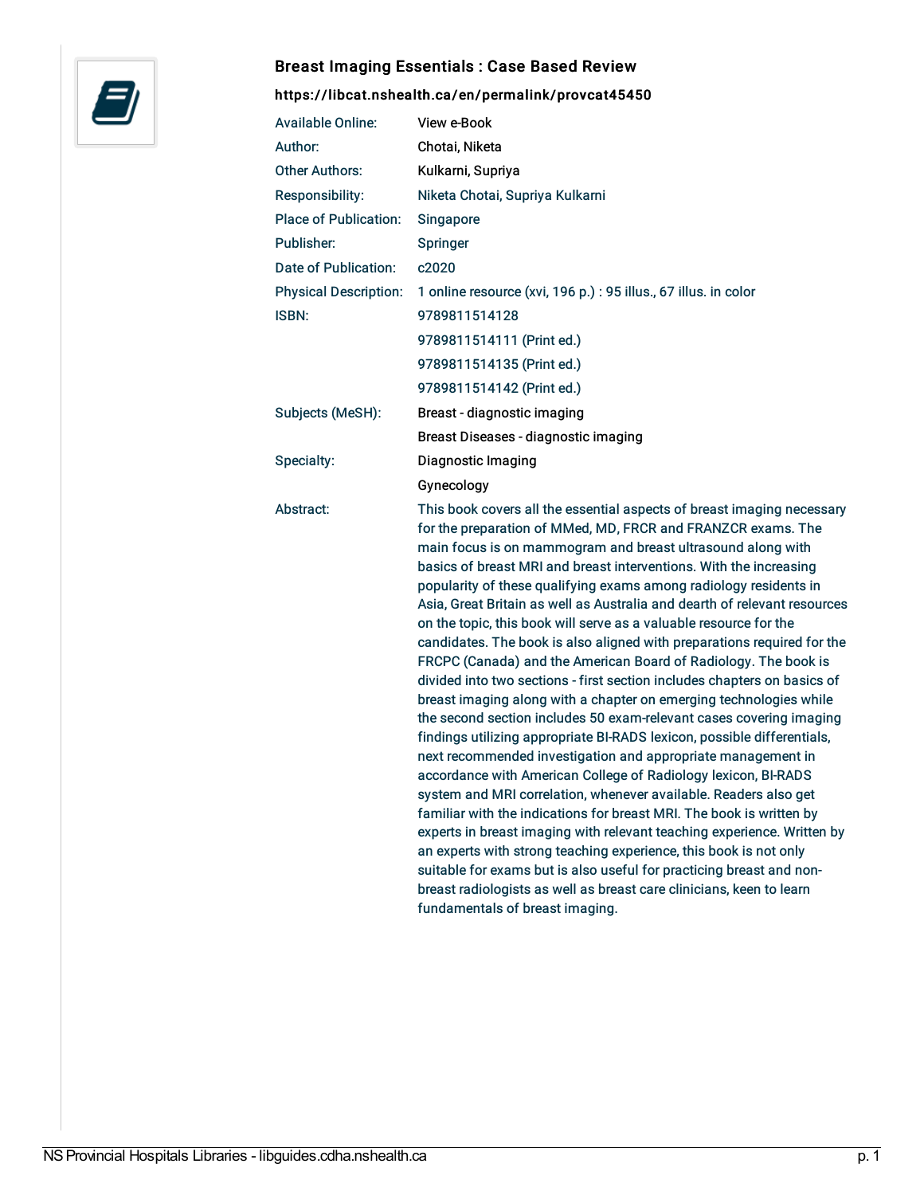## Breast Imaging Essentials : Case Based Review

**https://libcat.nshealth.ca/en/permalink/provcat45450**

| | |
|---|---|
| Available Online: | View e-Book |
| Author: | Chotai, Niketa |
| Other Authors: | Kulkarni, Supriya |
| Responsibility: | Niketa Chotai, Supriya Kulkarni |
| Place of Publication: | Singapore |
| Publisher: | Springer |
| Date of Publication: | c2020 |
| Physical Description: | 1 online resource (xvi, 196 p.) : 95 illus., 67 illus. in color |
| ISBN: | 9789811514128 |
| | 9789811514111 (Print ed.) |
| | 9789811514135 (Print ed.) |
| | 9789811514142 (Print ed.) |
| Subjects (MeSH): | Breast - diagnostic imaging |
| | Breast Diseases - diagnostic imaging |
| Specialty: | Diagnostic Imaging |
| | Gynecology |
| Abstract: | This book covers all the essential aspects of breast imaging necessary for the preparation of MMed, MD, FRCR and FRANZCR exams. The main focus is on mammogram and breast ultrasound along with basics of breast MRI and breast interventions. With the increasing popularity of these qualifying exams among radiology residents in Asia, Great Britain as well as Australia and dearth of relevant resources on the topic, this book will serve as a valuable resource for the candidates. The book is also aligned with preparations required for the FRCPC (Canada) and the American Board of Radiology. The book is divided into two sections - first section includes chapters on basics of breast imaging along with a chapter on emerging technologies while the second section includes 50 exam-relevant cases covering imaging findings utilizing appropriate BI-RADS lexicon, possible differentials, next recommended investigation and appropriate management in accordance with American College of Radiology lexicon, BI-RADS system and MRI correlation, whenever available. Readers also get familiar with the indications for breast MRI. The book is written by experts in breast imaging with relevant teaching experience. Written by an experts with strong teaching experience, this book is not only suitable for exams but is also useful for practicing breast and non-breast radiologists as well as breast care clinicians, keen to learn fundamentals of breast imaging. |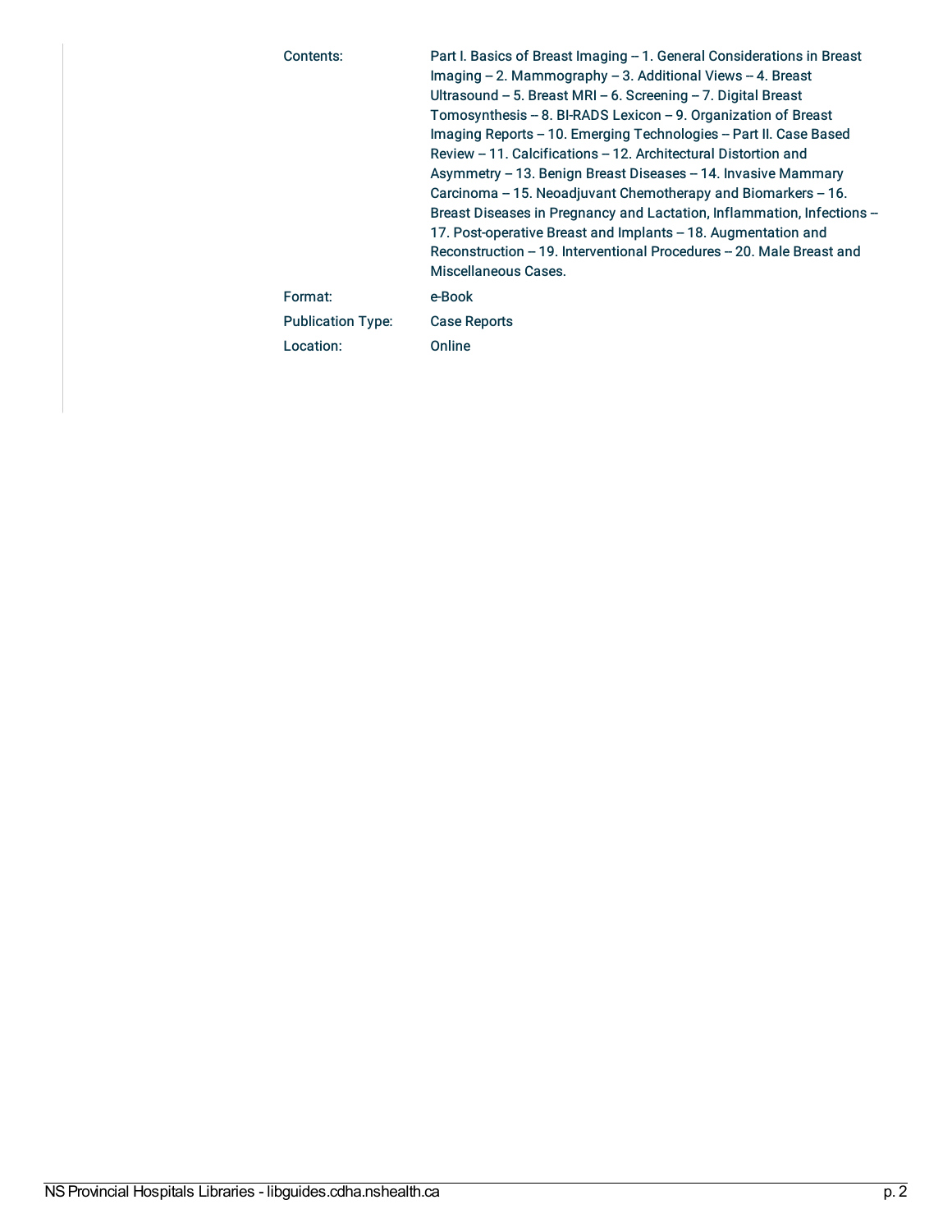| | |
|---|---|
| Contents: | Part I. Basics of Breast Imaging -- 1. General Considerations in Breast Imaging -- 2. Mammography -- 3. Additional Views -- 4. Breast Ultrasound -- 5. Breast MRI -- 6. Screening -- 7. Digital Breast Tomosynthesis -- 8. BI-RADS Lexicon -- 9. Organization of Breast Imaging Reports -- 10. Emerging Technologies -- Part II. Case Based Review -- 11. Calcifications -- 12. Architectural Distortion and Asymmetry -- 13. Benign Breast Diseases -- 14. Invasive Mammary Carcinoma -- 15. Neoadjuvant Chemotherapy and Biomarkers -- 16. Breast Diseases in Pregnancy and Lactation, Inflammation, Infections -- 17. Post-operative Breast and Implants -- 18. Augmentation and Reconstruction -- 19. Interventional Procedures -- 20. Male Breast and Miscellaneous Cases. |
| Format: | e-Book |
| Publication Type: | Case Reports |
| Location: | Online |